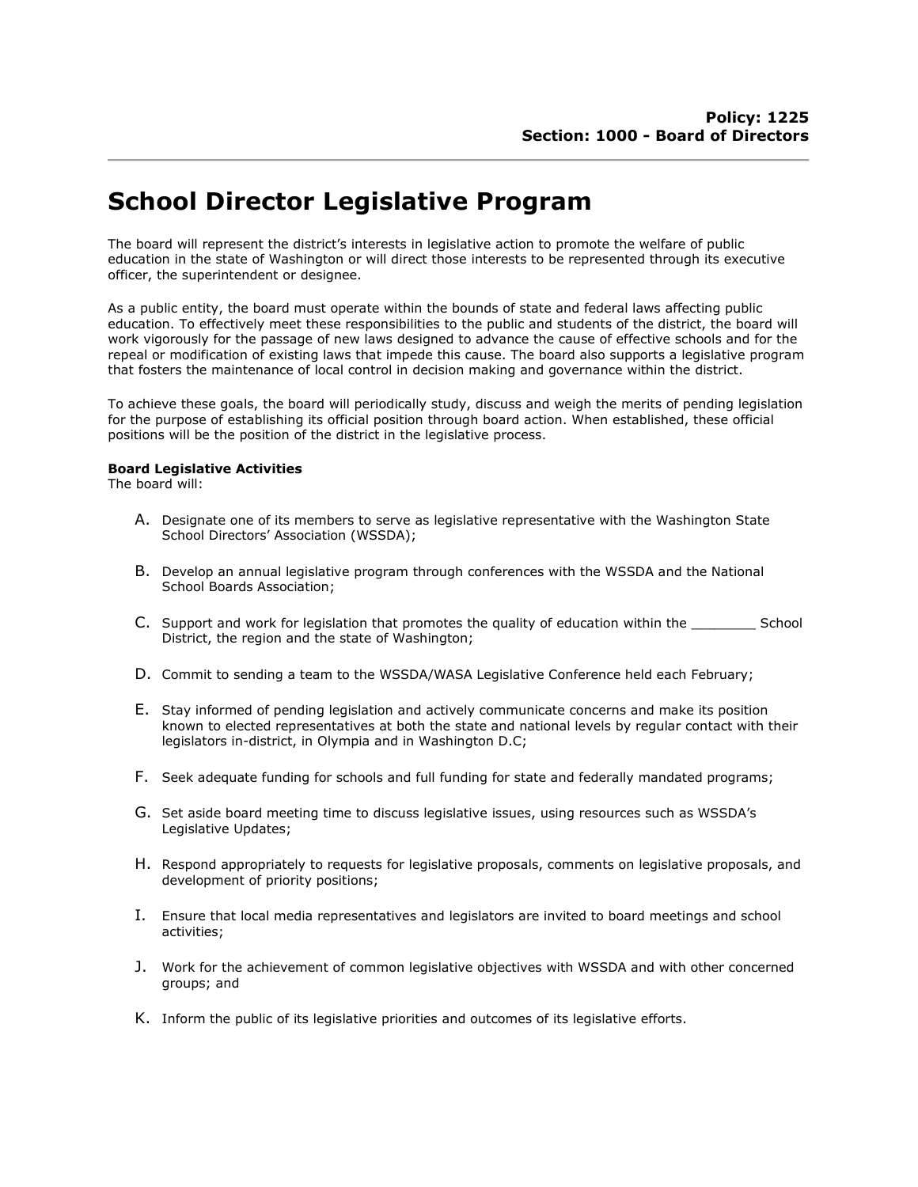**Policy: 1225**
**Section: 1000 - Board of Directors**

# School Director Legislative Program

The board will represent the district's interests in legislative action to promote the welfare of public education in the state of Washington or will direct those interests to be represented through its executive officer, the superintendent or designee.

As a public entity, the board must operate within the bounds of state and federal laws affecting public education. To effectively meet these responsibilities to the public and students of the district, the board will work vigorously for the passage of new laws designed to advance the cause of effective schools and for the repeal or modification of existing laws that impede this cause. The board also supports a legislative program that fosters the maintenance of local control in decision making and governance within the district.

To achieve these goals, the board will periodically study, discuss and weigh the merits of pending legislation for the purpose of establishing its official position through board action. When established, these official positions will be the position of the district in the legislative process.

**Board Legislative Activities**
The board will:

A. Designate one of its members to serve as legislative representative with the Washington State School Directors' Association (WSSDA);

B. Develop an annual legislative program through conferences with the WSSDA and the National School Boards Association;

C. Support and work for legislation that promotes the quality of education within the ________ School District, the region and the state of Washington;

D. Commit to sending a team to the WSSDA/WASA Legislative Conference held each February;

E. Stay informed of pending legislation and actively communicate concerns and make its position known to elected representatives at both the state and national levels by regular contact with their legislators in-district, in Olympia and in Washington D.C;

F. Seek adequate funding for schools and full funding for state and federally mandated programs;

G. Set aside board meeting time to discuss legislative issues, using resources such as WSSDA's Legislative Updates;

H. Respond appropriately to requests for legislative proposals, comments on legislative proposals, and development of priority positions;

I. Ensure that local media representatives and legislators are invited to board meetings and school activities;

J. Work for the achievement of common legislative objectives with WSSDA and with other concerned groups; and

K. Inform the public of its legislative priorities and outcomes of its legislative efforts.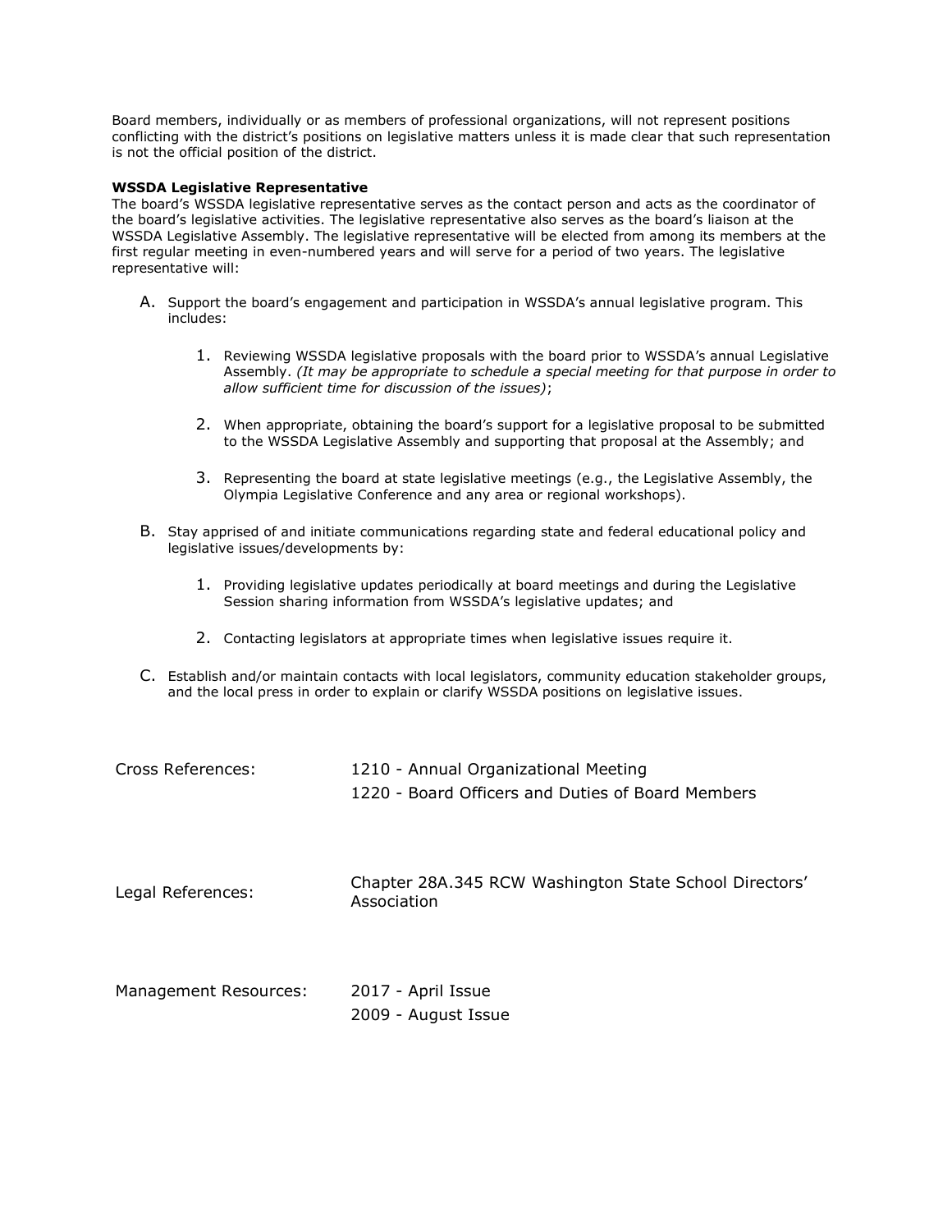Board members, individually or as members of professional organizations, will not represent positions conflicting with the district's positions on legislative matters unless it is made clear that such representation is not the official position of the district.

**WSSDA Legislative Representative**

The board's WSSDA legislative representative serves as the contact person and acts as the coordinator of the board's legislative activities. The legislative representative also serves as the board's liaison at the WSSDA Legislative Assembly. The legislative representative will be elected from among its members at the first regular meeting in even-numbered years and will serve for a period of two years. The legislative representative will:

A. Support the board's engagement and participation in WSSDA's annual legislative program. This includes:

   1. Reviewing WSSDA legislative proposals with the board prior to WSSDA's annual Legislative Assembly. *(It may be appropriate to schedule a special meeting for that purpose in order to allow sufficient time for discussion of the issues)*;

   2. When appropriate, obtaining the board's support for a legislative proposal to be submitted to the WSSDA Legislative Assembly and supporting that proposal at the Assembly; and

   3. Representing the board at state legislative meetings (e.g., the Legislative Assembly, the Olympia Legislative Conference and any area or regional workshops).

B. Stay apprised of and initiate communications regarding state and federal educational policy and legislative issues/developments by:

   1. Providing legislative updates periodically at board meetings and during the Legislative Session sharing information from WSSDA's legislative updates; and

   2. Contacting legislators at appropriate times when legislative issues require it.

C. Establish and/or maintain contacts with local legislators, community education stakeholder groups, and the local press in order to explain or clarify WSSDA positions on legislative issues.

| | |
|---|---|
| Cross References: | 1210 - Annual Organizational Meeting<br>1220 - Board Officers and Duties of Board Members |
| Legal References: | Chapter 28A.345 RCW Washington State School Directors' Association |
| Management Resources: | 2017 - April Issue<br>2009 - August Issue |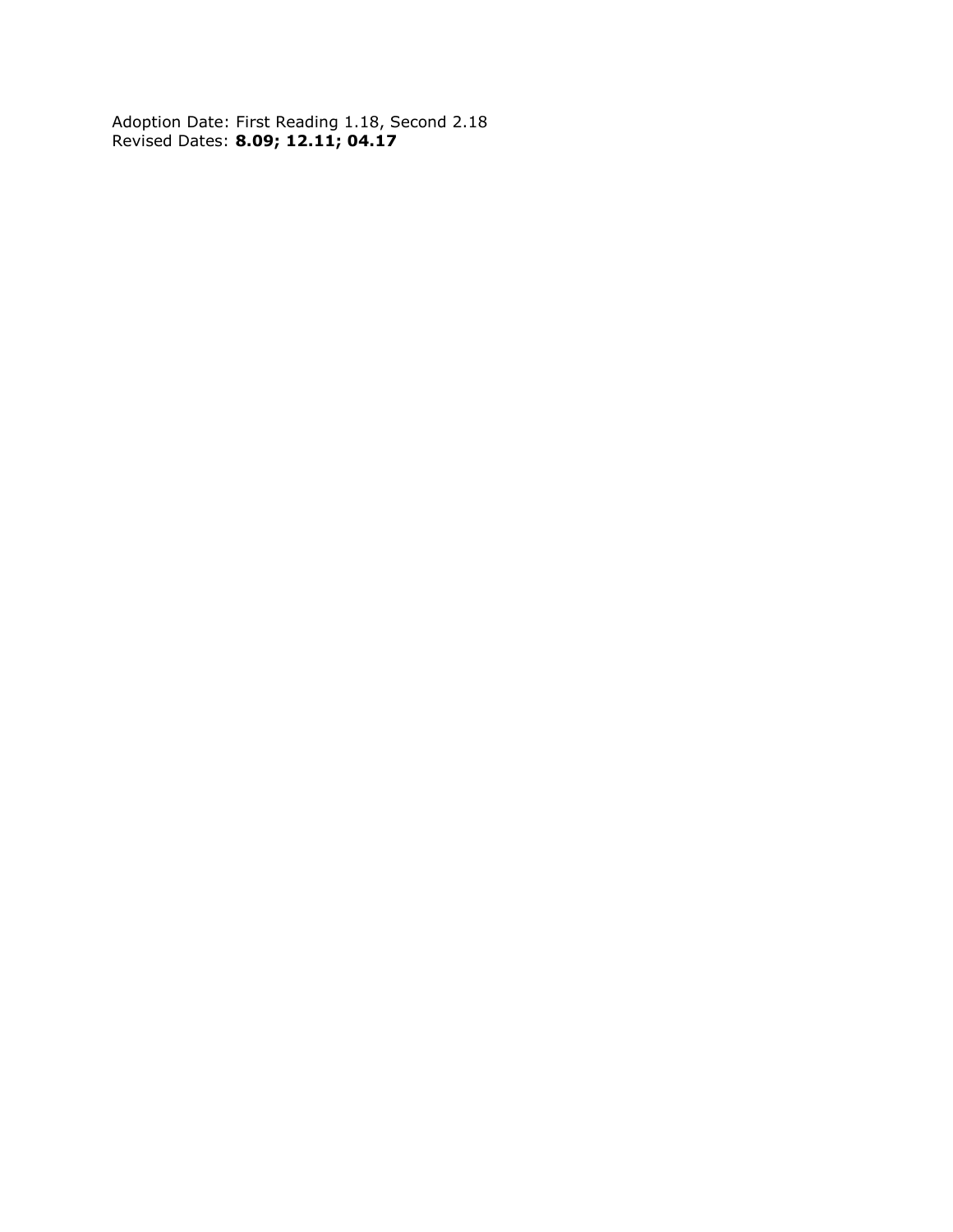Adoption Date: First Reading 1.18, Second 2.18
Revised Dates: **8.09; 12.11; 04.17**